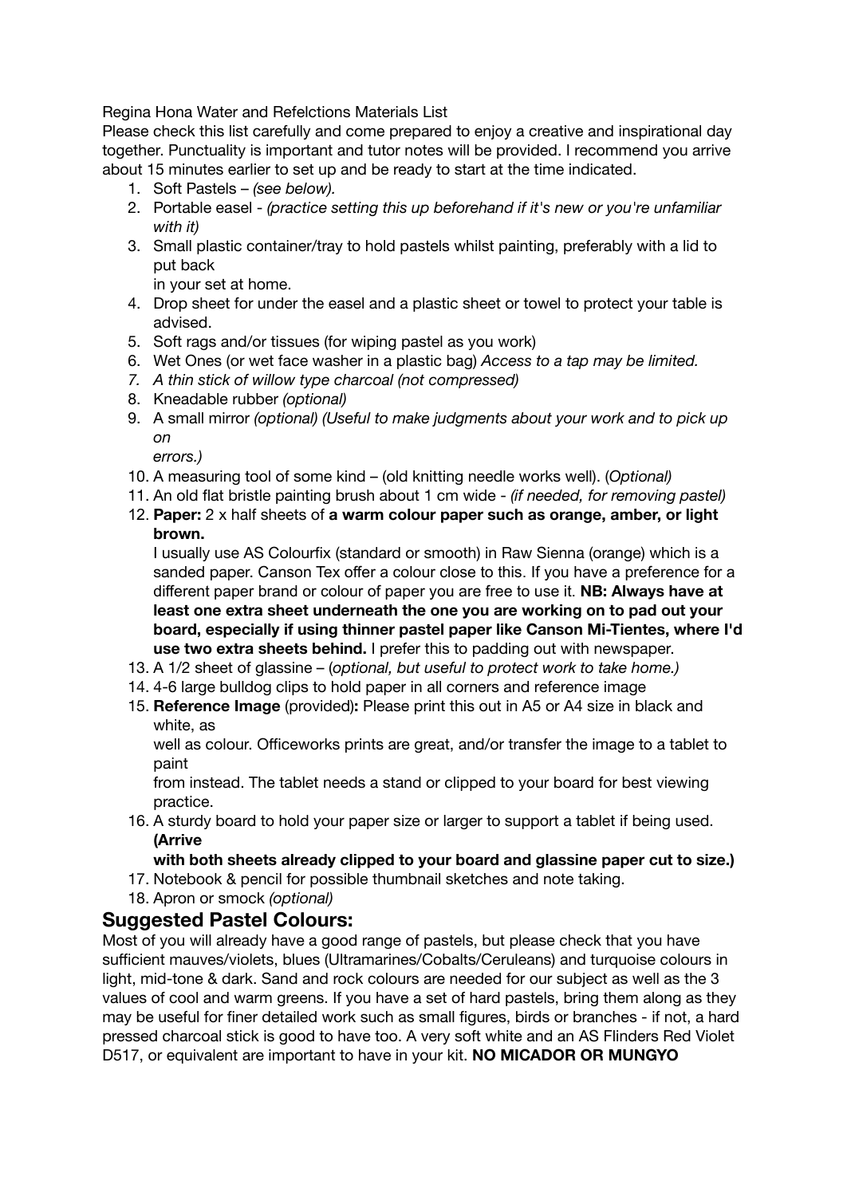Regina Hona Water and Refelctions Materials List

Please check this list carefully and come prepared to enjoy a creative and inspirational day together. Punctuality is important and tutor notes will be provided. I recommend you arrive about 15 minutes earlier to set up and be ready to start at the time indicated.

1. Soft Pastels – *(see below).*
2. Portable easel - *(practice setting this up beforehand if it's new or you're unfamiliar with it)*
3. Small plastic container/tray to hold pastels whilst painting, preferably with a lid to put back in your set at home.
4. Drop sheet for under the easel and a plastic sheet or towel to protect your table is advised.
5. Soft rags and/or tissues (for wiping pastel as you work)
6. Wet Ones (or wet face washer in a plastic bag) *Access to a tap may be limited.*
7. *A thin stick of willow type charcoal (not compressed)*
8. Kneadable rubber *(optional)*
9. A small mirror *(optional) (Useful to make judgments about your work and to pick up on errors.)*
10. A measuring tool of some kind – (old knitting needle works well). (*Optional)*
11. An old flat bristle painting brush about 1 cm wide - *(if needed, for removing pastel)*
12. **Paper:** 2 x half sheets of **a warm colour paper such as orange, amber, or light brown.**
    I usually use AS Colourfix (standard or smooth) in Raw Sienna (orange) which is a sanded paper. Canson Tex offer a colour close to this. If you have a preference for a different paper brand or colour of paper you are free to use it. **NB: Always have at least one extra sheet underneath the one you are working on to pad out your board, especially if using thinner pastel paper like Canson Mi-Tientes, where I'd use two extra sheets behind.** I prefer this to padding out with newspaper.
13. A 1/2 sheet of glassine – (*optional, but useful to protect work to take home.)*
14. 4-6 large bulldog clips to hold paper in all corners and reference image
15. **Reference Image** (provided)**:** Please print this out in A5 or A4 size in black and white, as well as colour. Officeworks prints are great, and/or transfer the image to a tablet to paint from instead. The tablet needs a stand or clipped to your board for best viewing practice.
16. A sturdy board to hold your paper size or larger to support a tablet if being used. **(Arrive with both sheets already clipped to your board and glassine paper cut to size.)**
17. Notebook & pencil for possible thumbnail sketches and note taking.
18. Apron or smock *(optional)*

## Suggested Pastel Colours:

Most of you will already have a good range of pastels, but please check that you have sufficient mauves/violets, blues (Ultramarines/Cobalts/Ceruleans) and turquoise colours in light, mid-tone & dark. Sand and rock colours are needed for our subject as well as the 3 values of cool and warm greens. If you have a set of hard pastels, bring them along as they may be useful for finer detailed work such as small figures, birds or branches - if not, a hard pressed charcoal stick is good to have too. A very soft white and an AS Flinders Red Violet D517, or equivalent are important to have in your kit. **NO MICADOR OR MUNGYO**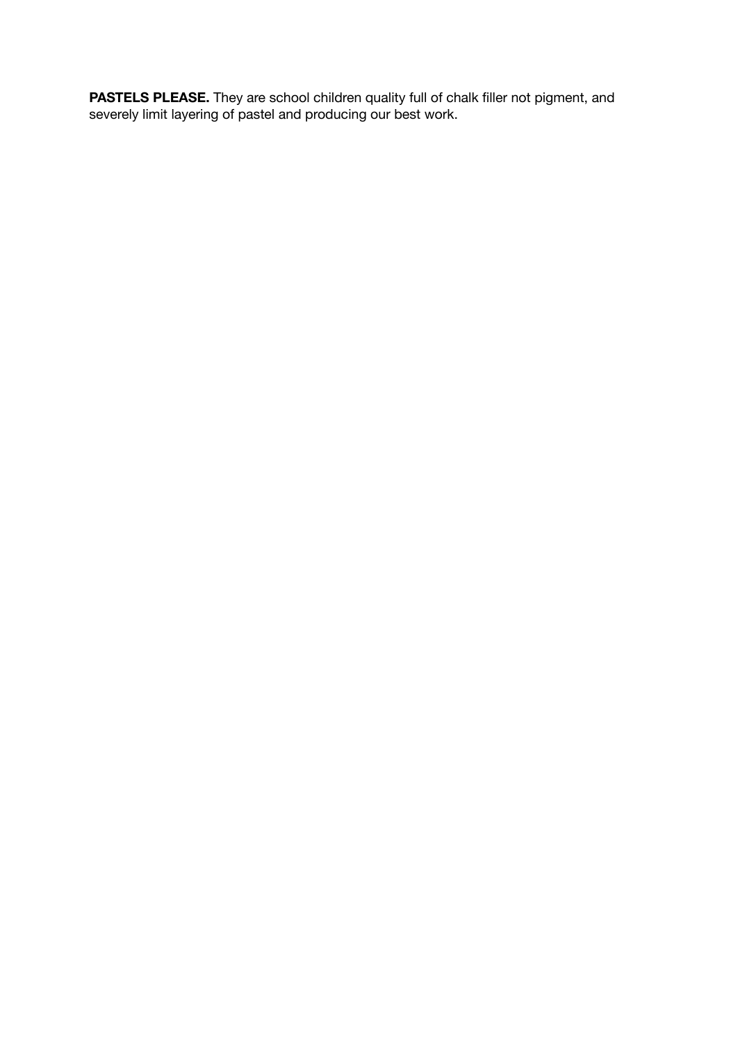**PASTELS PLEASE.** They are school children quality full of chalk filler not pigment, and severely limit layering of pastel and producing our best work.